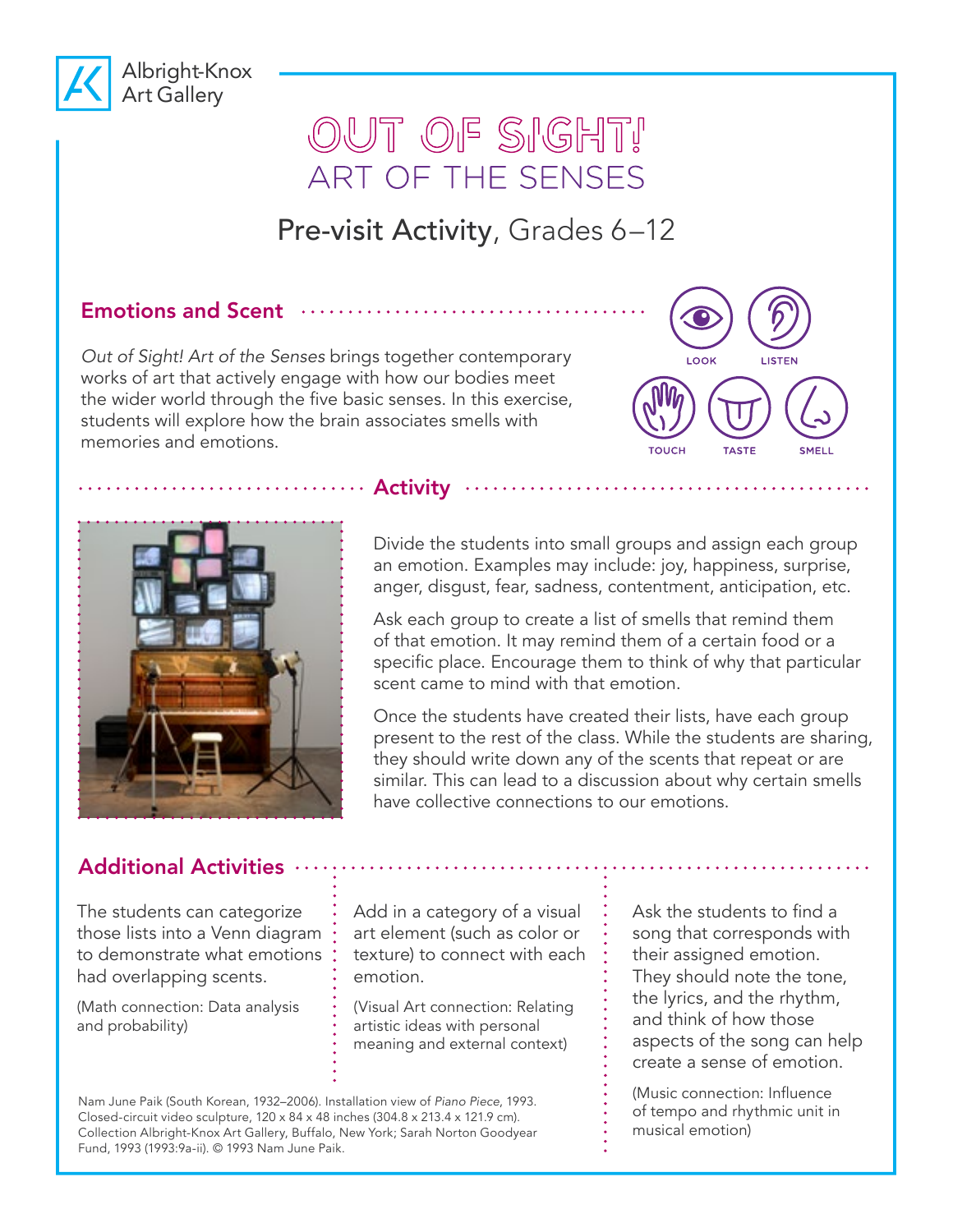Albright-Knox Art Gallery

# OUT OF SIGHT!
# ART OF THE SENSES

## Pre-visit Activity, Grades 6–12

### Emotions and Scent

*Out of Sight! Art of the Senses* brings together contemporary works of art that actively engage with how our bodies meet the wider world through the five basic senses. In this exercise, students will explore how the brain associates smells with memories and emotions.

LOOK LISTEN TOUCH TASTE SMELL

### Activity

Divide the students into small groups and assign each group an emotion. Examples may include: joy, happiness, surprise, anger, disgust, fear, sadness, contentment, anticipation, etc.

Ask each group to create a list of smells that remind them of that emotion. It may remind them of a certain food or a specific place. Encourage them to think of why that particular scent came to mind with that emotion.

Once the students have created their lists, have each group present to the rest of the class. While the students are sharing, they should write down any of the scents that repeat or are similar. This can lead to a discussion about why certain smells have collective connections to our emotions.

### Additional Activities

The students can categorize those lists into a Venn diagram to demonstrate what emotions had overlapping scents.

(Math connection: Data analysis and probability)

Add in a category of a visual art element (such as color or texture) to connect with each emotion.

(Visual Art connection: Relating artistic ideas with personal meaning and external context)

Ask the students to find a song that corresponds with their assigned emotion. They should note the tone, the lyrics, and the rhythm, and think of how those aspects of the song can help create a sense of emotion.

(Music connection: Influence of tempo and rhythmic unit in musical emotion)

Nam June Paik (South Korean, 1932–2006). Installation view of *Piano Piece*, 1993. Closed-circuit video sculpture, 120 x 84 x 48 inches (304.8 x 213.4 x 121.9 cm). Collection Albright-Knox Art Gallery, Buffalo, New York; Sarah Norton Goodyear Fund, 1993 (1993:9a-ii). © 1993 Nam June Paik.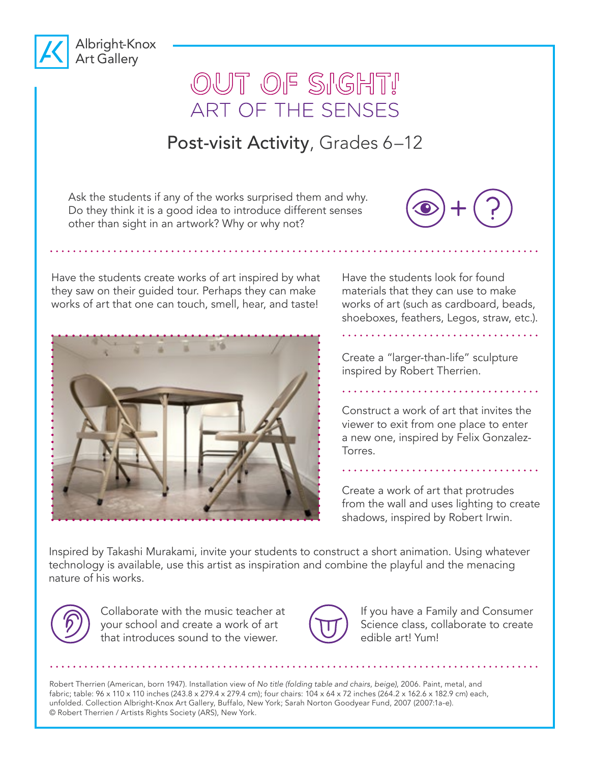Albright-Knox Art Gallery

# OUT OF SIGHT!

## ART OF THE SENSES

### **Post-visit Activity**, Grades 6–12

Ask the students if any of the works surprised them and why. Do they think it is a good idea to introduce different senses other than sight in an artwork? Why or why not?

Have the students create works of art inspired by what they saw on their guided tour. Perhaps they can make works of art that one can touch, smell, hear, and taste!

Have the students look for found materials that they can use to make works of art (such as cardboard, beads, shoeboxes, feathers, Legos, straw, etc.).

Create a "larger-than-life" sculpture inspired by Robert Therrien.

Construct a work of art that invites the viewer to exit from one place to enter a new one, inspired by Felix Gonzalez-Torres.

Create a work of art that protrudes from the wall and uses lighting to create shadows, inspired by Robert Irwin.

Inspired by Takashi Murakami, invite your students to construct a short animation. Using whatever technology is available, use this artist as inspiration and combine the playful and the menacing nature of his works.

Collaborate with the music teacher at your school and create a work of art that introduces sound to the viewer.

If you have a Family and Consumer Science class, collaborate to create edible art! Yum!

Robert Therrien (American, born 1947). Installation view of *No title (folding table and chairs, beige)*, 2006. Paint, metal, and fabric; table: 96 x 110 x 110 inches (243.8 x 279.4 x 279.4 cm); four chairs: 104 x 64 x 72 inches (264.2 x 162.6 x 182.9 cm) each, unfolded. Collection Albright-Knox Art Gallery, Buffalo, New York; Sarah Norton Goodyear Fund, 2007 (2007:1a-e). © Robert Therrien / Artists Rights Society (ARS), New York.